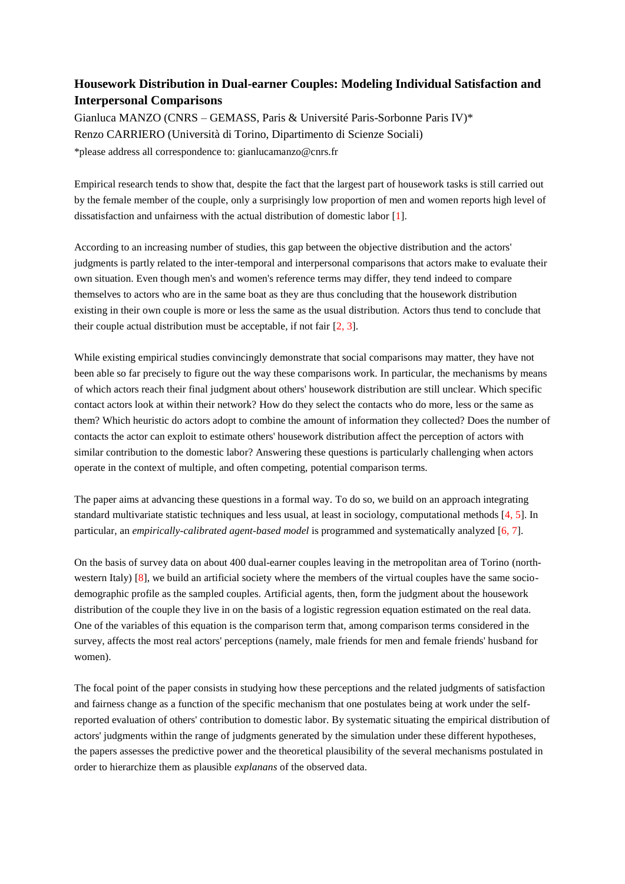## Housework Distribution in Dual-earner Couples: Modeling Individual Satisfaction and Interpersonal Comparisons

Gianluca MANZO (CNRS – GEMASS, Paris & Université Paris-Sorbonne Paris IV)*

Renzo CARRIERO (Università di Torino, Dipartimento di Scienze Sociali)

*please address all correspondence to: gianlucamanzo@cnrs.fr

Empirical research tends to show that, despite the fact that the largest part of housework tasks is still carried out by the female member of the couple, only a surprisingly low proportion of men and women reports high level of dissatisfaction and unfairness with the actual distribution of domestic labor [1].

According to an increasing number of studies, this gap between the objective distribution and the actors' judgments is partly related to the inter-temporal and interpersonal comparisons that actors make to evaluate their own situation. Even though men's and women's reference terms may differ, they tend indeed to compare themselves to actors who are in the same boat as they are thus concluding that the housework distribution existing in their own couple is more or less the same as the usual distribution. Actors thus tend to conclude that their couple actual distribution must be acceptable, if not fair [2, 3].

While existing empirical studies convincingly demonstrate that social comparisons may matter, they have not been able so far precisely to figure out the way these comparisons work. In particular, the mechanisms by means of which actors reach their final judgment about others' housework distribution are still unclear. Which specific contact actors look at within their network? How do they select the contacts who do more, less or the same as them? Which heuristic do actors adopt to combine the amount of information they collected? Does the number of contacts the actor can exploit to estimate others' housework distribution affect the perception of actors with similar contribution to the domestic labor? Answering these questions is particularly challenging when actors operate in the context of multiple, and often competing, potential comparison terms.

The paper aims at advancing these questions in a formal way. To do so, we build on an approach integrating standard multivariate statistic techniques and less usual, at least in sociology, computational methods [4, 5]. In particular, an *empirically-calibrated agent-based model* is programmed and systematically analyzed [6, 7].

On the basis of survey data on about 400 dual-earner couples leaving in the metropolitan area of Torino (north-western Italy) [8], we build an artificial society where the members of the virtual couples have the same socio-demographic profile as the sampled couples. Artificial agents, then, form the judgment about the housework distribution of the couple they live in on the basis of a logistic regression equation estimated on the real data. One of the variables of this equation is the comparison term that, among comparison terms considered in the survey, affects the most real actors' perceptions (namely, male friends for men and female friends' husband for women).

The focal point of the paper consists in studying how these perceptions and the related judgments of satisfaction and fairness change as a function of the specific mechanism that one postulates being at work under the self-reported evaluation of others' contribution to domestic labor. By systematic situating the empirical distribution of actors' judgments within the range of judgments generated by the simulation under these different hypotheses, the papers assesses the predictive power and the theoretical plausibility of the several mechanisms postulated in order to hierarchize them as plausible *explanans* of the observed data.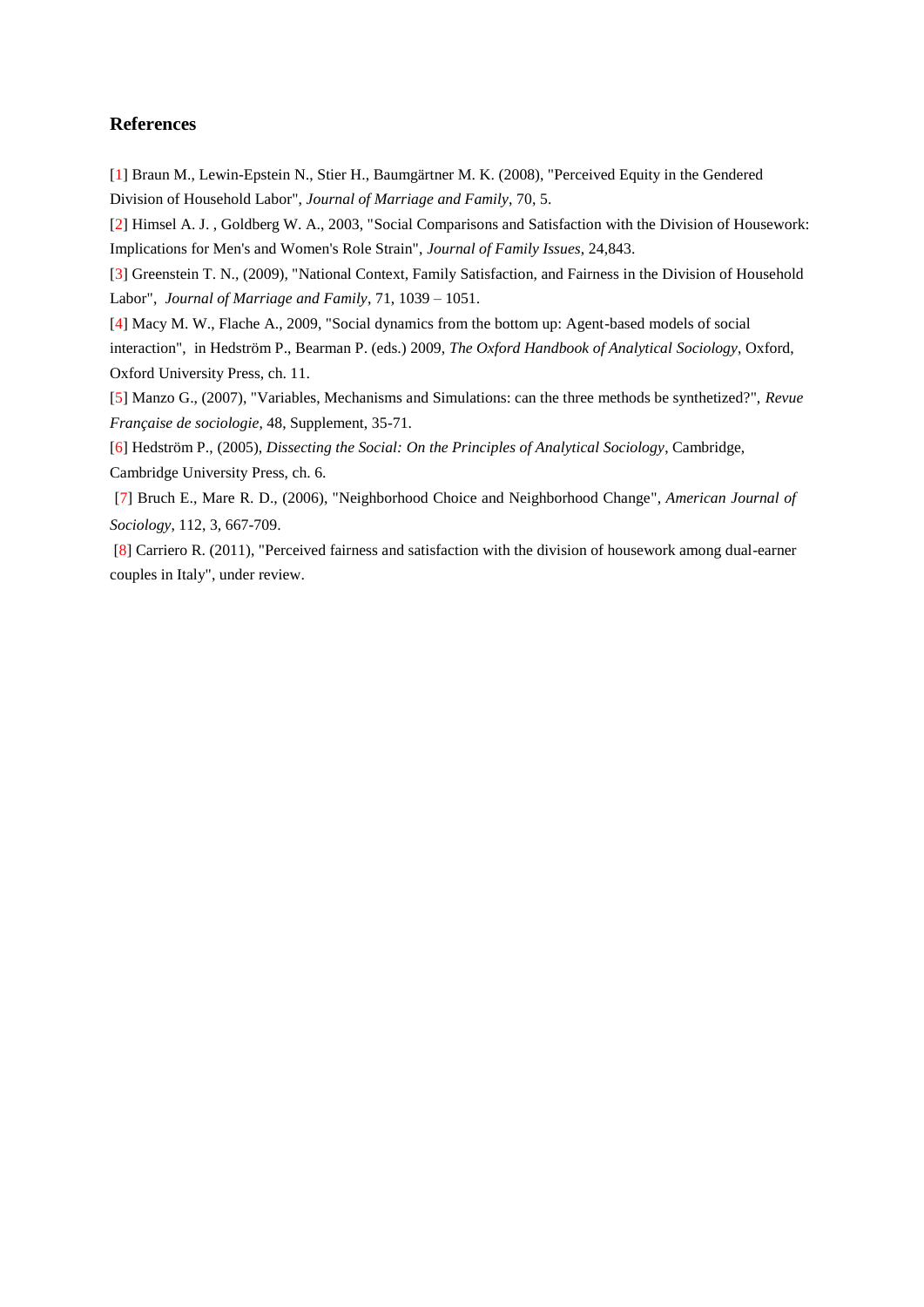## References

[1] Braun M., Lewin-Epstein N., Stier H., Baumgärtner M. K. (2008), "Perceived Equity in the Gendered Division of Household Labor", *Journal of Marriage and Family*, 70, 5.

[2] Himsel A. J. , Goldberg W. A., 2003, "Social Comparisons and Satisfaction with the Division of Housework: Implications for Men's and Women's Role Strain", *Journal of Family Issues*, 24,843.

[3] Greenstein T. N., (2009), "National Context, Family Satisfaction, and Fairness in the Division of Household Labor", *Journal of Marriage and Family*, 71, 1039 – 1051.

[4] Macy M. W., Flache A., 2009, "Social dynamics from the bottom up: Agent-based models of social interaction", in Hedström P., Bearman P. (eds.) 2009, *The Oxford Handbook of Analytical Sociology*, Oxford, Oxford University Press, ch. 11.

[5] Manzo G., (2007), "Variables, Mechanisms and Simulations: can the three methods be synthetized?", *Revue Française de sociologie*, 48, Supplement, 35-71.

[6] Hedström P., (2005), *Dissecting the Social: On the Principles of Analytical Sociology*, Cambridge, Cambridge University Press, ch. 6.

[7] Bruch E., Mare R. D., (2006), "Neighborhood Choice and Neighborhood Change", *American Journal of Sociology*, 112, 3, 667-709.

[8] Carriero R. (2011), "Perceived fairness and satisfaction with the division of housework among dual-earner couples in Italy", under review.